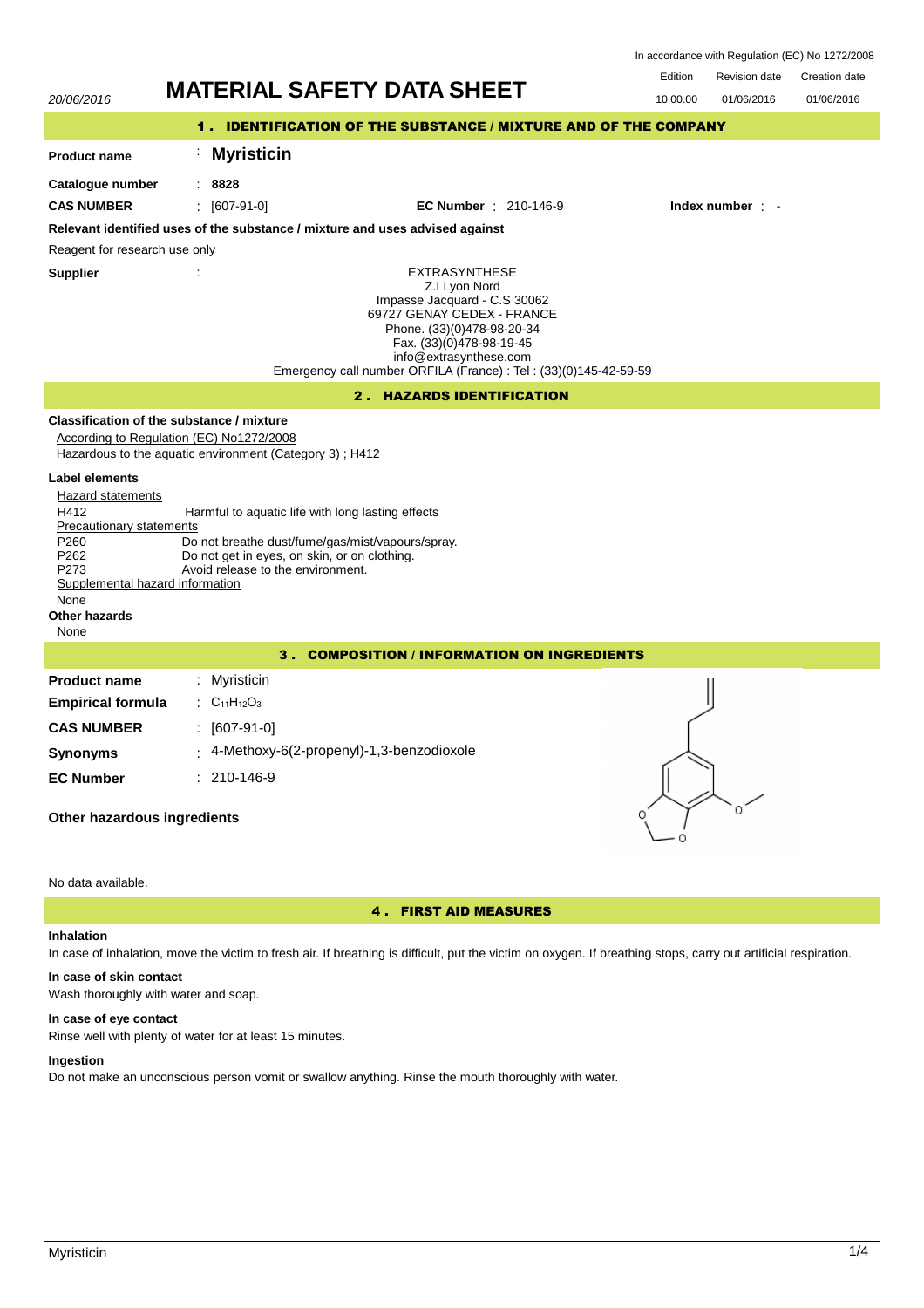In accordance with Regulation (EC) No 1272/2008

| 20/06/2016 | MATERIAL SAFETY DATA SHEET | Edition | Revision date | Creation date |
|---|---|---|---|---|
| | | 10.00.00 | 01/06/2016 | 01/06/2016 |

## 1 . IDENTIFICATION OF THE SUBSTANCE / MIXTURE AND OF THE COMPANY

**Product name** : **Myristicin**

**Catalogue number** : **8828**

**CAS NUMBER** : [607-91-0] **EC Number** : 210-146-9 **Index number** : -

**Relevant identified uses of the substance / mixture and uses advised against**

Reagent for research use only

**Supplier** :

EXTRASYNTHESE
Z.I Lyon Nord
Impasse Jacquard - C.S 30062
69727 GENAY CEDEX - FRANCE
Phone. (33)(0)478-98-20-34
Fax. (33)(0)478-98-19-45
info@extrasynthese.com
Emergency call number ORFILA (France) : Tel : (33)(0)145-42-59-59

## 2 . HAZARDS IDENTIFICATION

**Classification of the substance / mixture**

According to Regulation (EC) No1272/2008

Hazardous to the aquatic environment (Category 3) ; H412

**Label elements**

Hazard statements

H412 Harmful to aquatic life with long lasting effects

Precautionary statements

P260 Do not breathe dust/fume/gas/mist/vapours/spray.
P262 Do not get in eyes, on skin, or on clothing.
P273 Avoid release to the environment.

Supplemental hazard information

None

**Other hazards**

None

## 3 . COMPOSITION / INFORMATION ON INGREDIENTS

**Product name** : Myristicin

**Empirical formula** : $C_{11}H_{12}O_3$

**CAS NUMBER** : [607-91-0]

**Synonyms** : 4-Methoxy-6(2-propenyl)-1,3-benzodioxole

**EC Number** : 210-146-9

**Other hazardous ingredients**

No data available.

## 4 . FIRST AID MEASURES

**Inhalation**

In case of inhalation, move the victim to fresh air. If breathing is difficult, put the victim on oxygen. If breathing stops, carry out artificial respiration.

**In case of skin contact**

Wash thoroughly with water and soap.

**In case of eye contact**

Rinse well with plenty of water for at least 15 minutes.

**Ingestion**

Do not make an unconscious person vomit or swallow anything. Rinse the mouth thoroughly with water.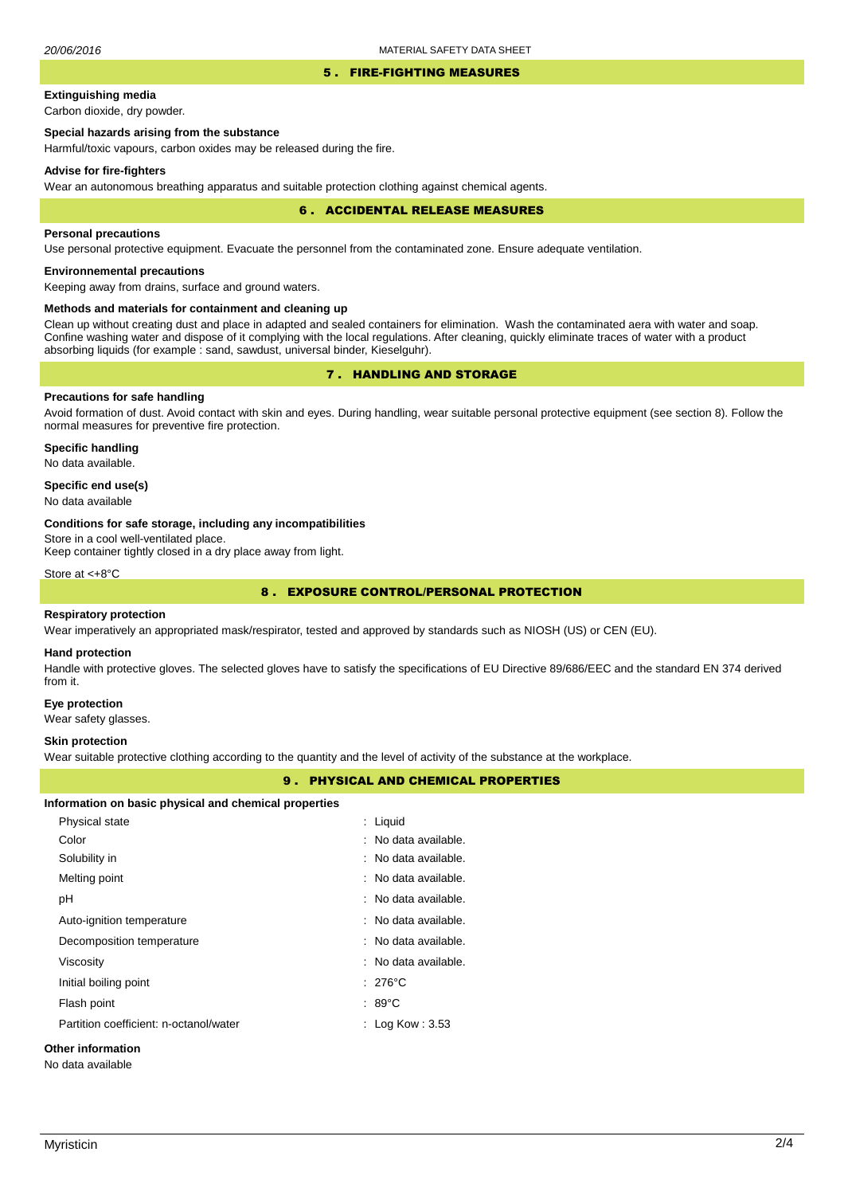## 5 . FIRE-FIGHTING MEASURES

**Extinguishing media**

Carbon dioxide, dry powder.

**Special hazards arising from the substance**

Harmful/toxic vapours, carbon oxides may be released during the fire.

**Advise for fire-fighters**

Wear an autonomous breathing apparatus and suitable protection clothing against chemical agents.

## 6 . ACCIDENTAL RELEASE MEASURES

**Personal precautions**

Use personal protective equipment. Evacuate the personnel from the contaminated zone. Ensure adequate ventilation.

**Environnemental precautions**

Keeping away from drains, surface and ground waters.

**Methods and materials for containment and cleaning up**

Clean up without creating dust and place in adapted and sealed containers for elimination. Wash the contaminated aera with water and soap. Confine washing water and dispose of it complying with the local regulations. After cleaning, quickly eliminate traces of water with a product absorbing liquids (for example : sand, sawdust, universal binder, Kieselguhr).

## 7 . HANDLING AND STORAGE

**Precautions for safe handling**

Avoid formation of dust. Avoid contact with skin and eyes. During handling, wear suitable personal protective equipment (see section 8). Follow the normal measures for preventive fire protection.

**Specific handling**

No data available.

**Specific end use(s)**

No data available

**Conditions for safe storage, including any incompatibilities**

Store in a cool well-ventilated place.
Keep container tightly closed in a dry place away from light.

Store at <+8°C

## 8 . EXPOSURE CONTROL/PERSONAL PROTECTION

**Respiratory protection**

Wear imperatively an appropriated mask/respirator, tested and approved by standards such as NIOSH (US) or CEN (EU).

**Hand protection**

Handle with protective gloves. The selected gloves have to satisfy the specifications of EU Directive 89/686/EEC and the standard EN 374 derived from it.

**Eye protection**

Wear safety glasses.

**Skin protection**

Wear suitable protective clothing according to the quantity and the level of activity of the substance at the workplace.

## 9 . PHYSICAL AND CHEMICAL PROPERTIES

**Information on basic physical and chemical properties**

| | |
|---|---|
| Physical state | : Liquid |
| Color | : No data available. |
| Solubility in | : No data available. |
| Melting point | : No data available. |
| pH | : No data available. |
| Auto-ignition temperature | : No data available. |
| Decomposition temperature | : No data available. |
| Viscosity | : No data available. |
| Initial boiling point | : 276°C |
| Flash point | : 89°C |
| Partition coefficient: n-octanol/water | : Log Kow : 3.53 |

**Other information**

No data available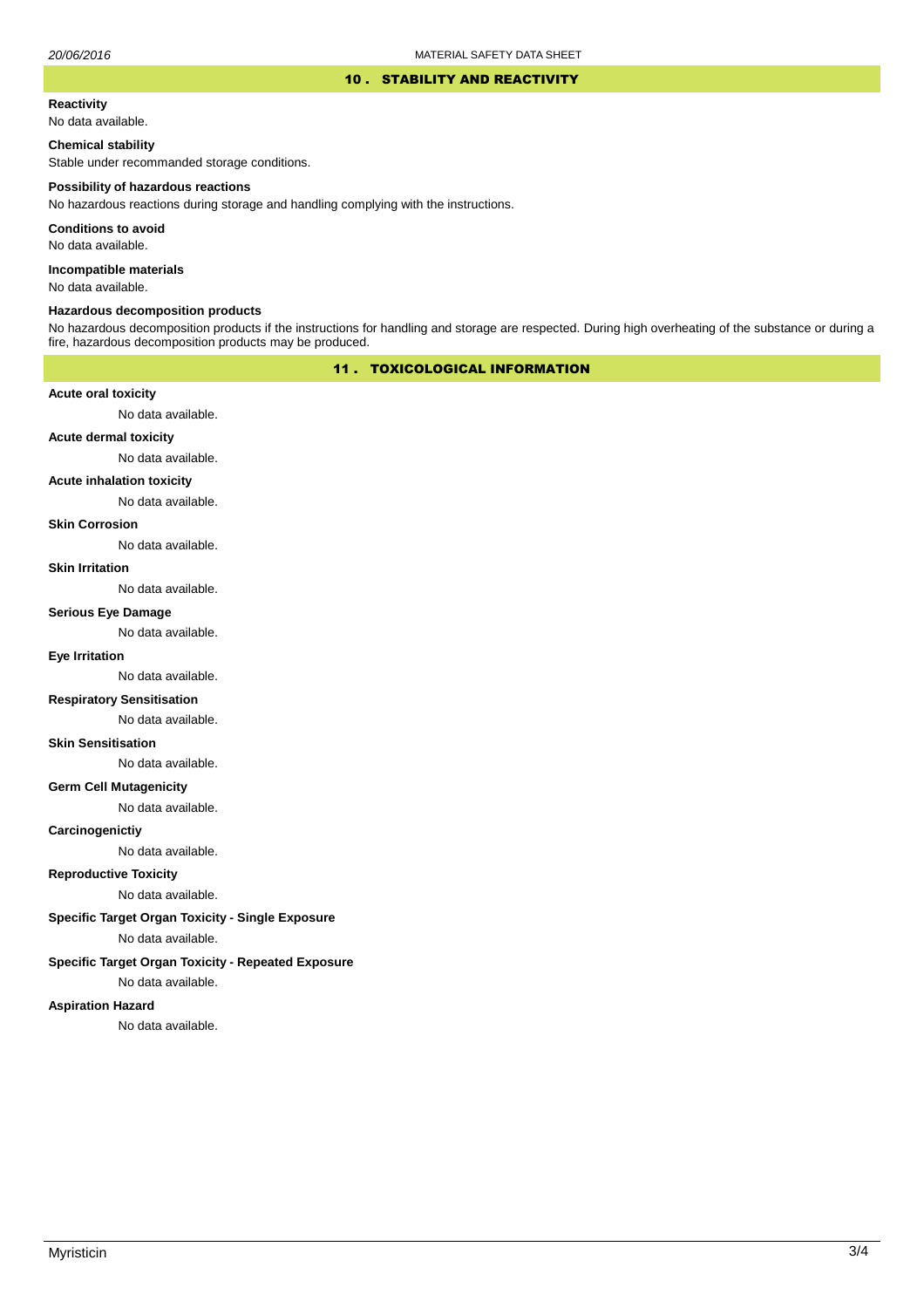## 10 . STABILITY AND REACTIVITY

**Reactivity**

No data available.

**Chemical stability**

Stable under recommanded storage conditions.

**Possibility of hazardous reactions**

No hazardous reactions during storage and handling complying with the instructions.

**Conditions to avoid**

No data available.

**Incompatible materials**

No data available.

**Hazardous decomposition products**

No hazardous decomposition products if the instructions for handling and storage are respected. During high overheating of the substance or during a fire, hazardous decomposition products may be produced.

## 11 . TOXICOLOGICAL INFORMATION

**Acute oral toxicity**

No data available.

**Acute dermal toxicity**

No data available.

**Acute inhalation toxicity**

No data available.

**Skin Corrosion**

No data available.

**Skin Irritation**

No data available.

**Serious Eye Damage**

No data available.

**Eye Irritation**

No data available.

**Respiratory Sensitisation**

No data available.

**Skin Sensitisation**

No data available.

**Germ Cell Mutagenicity**

No data available.

**Carcinogenictiy**

No data available.

**Reproductive Toxicity**

No data available.

**Specific Target Organ Toxicity - Single Exposure**

No data available.

**Specific Target Organ Toxicity - Repeated Exposure**

No data available.

**Aspiration Hazard**

No data available.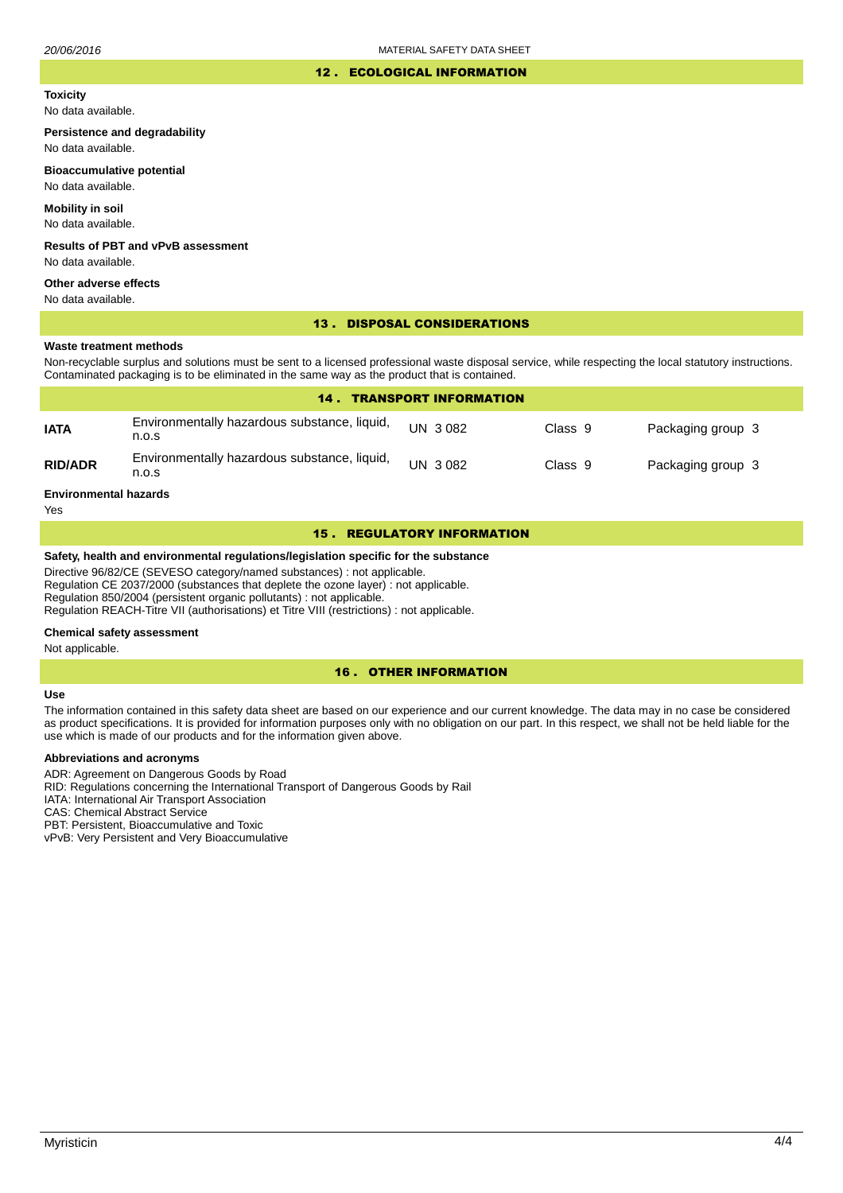## 12 . ECOLOGICAL INFORMATION

**Toxicity**

No data available.

**Persistence and degradability**

No data available.

**Bioaccumulative potential**

No data available.

**Mobility in soil**

No data available.

**Results of PBT and vPvB assessment**

No data available.

**Other adverse effects**

No data available.

## 13 . DISPOSAL CONSIDERATIONS

**Waste treatment methods**

Non-recyclable surplus and solutions must be sent to a licensed professional waste disposal service, while respecting the local statutory instructions. Contaminated packaging is to be eliminated in the same way as the product that is contained.

## 14 . TRANSPORT INFORMATION

| | | | | |
|---|---|---|---|---|
| **IATA** | Environmentally hazardous substance, liquid, n.o.s | UN 3 082 | Class 9 | Packaging group 3 |
| **RID/ADR** | Environmentally hazardous substance, liquid, n.o.s | UN 3 082 | Class 9 | Packaging group 3 |

**Environmental hazards**

Yes

## 15 . REGULATORY INFORMATION

**Safety, health and environmental regulations/legislation specific for the substance**

Directive 96/82/CE (SEVESO category/named substances) : not applicable.
Regulation CE 2037/2000 (substances that deplete the ozone layer) : not applicable.
Regulation 850/2004 (persistent organic pollutants) : not applicable.
Regulation REACH-Titre VII (authorisations) et Titre VIII (restrictions) : not applicable.

**Chemical safety assessment**

Not applicable.

## 16 . OTHER INFORMATION

**Use**

The information contained in this safety data sheet are based on our experience and our current knowledge. The data may in no case be considered as product specifications. It is provided for information purposes only with no obligation on our part. In this respect, we shall not be held liable for the use which is made of our products and for the information given above.

**Abbreviations and acronyms**

ADR: Agreement on Dangerous Goods by Road
RID: Regulations concerning the International Transport of Dangerous Goods by Rail
IATA: International Air Transport Association
CAS: Chemical Abstract Service
PBT: Persistent, Bioaccumulative and Toxic
vPvB: Very Persistent and Very Bioaccumulative